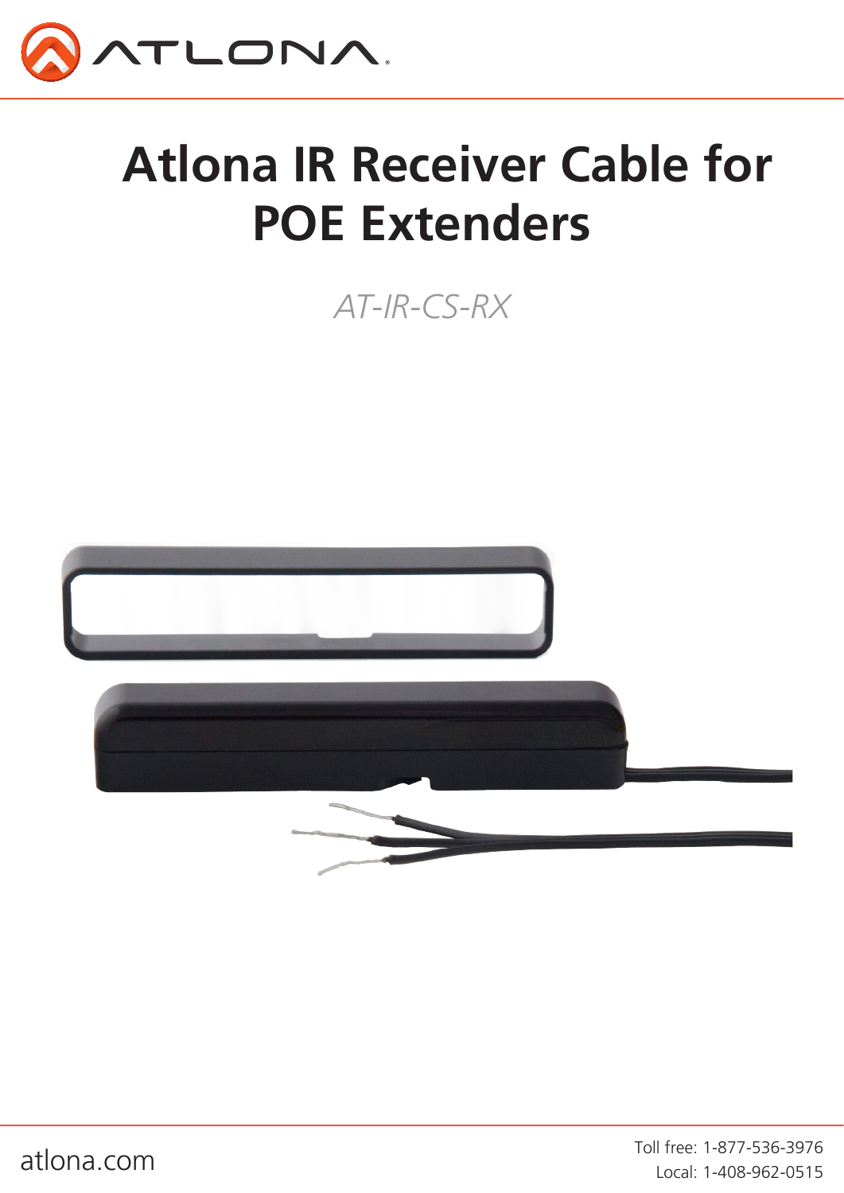# Atlona IR Receiver Cable for POE Extenders

*AT-IR-CS-RX*

atlona.com

Toll free: 1-877-536-3976
Local: 1-408-962-0515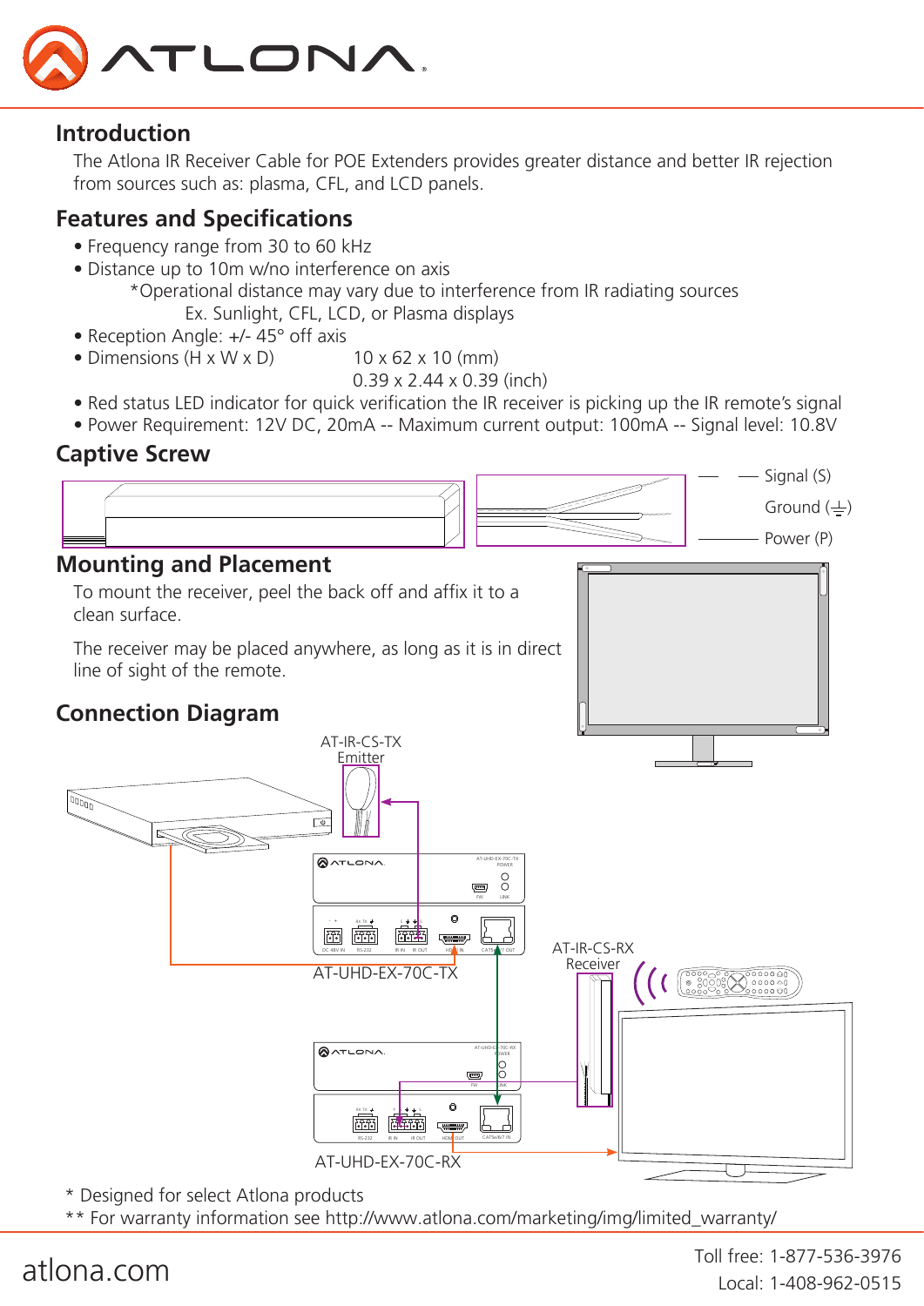## Introduction

The Atlona IR Receiver Cable for POE Extenders provides greater distance and better IR rejection from sources such as: plasma, CFL, and LCD panels.

## Features and Specifications

- Frequency range from 30 to 60 kHz
- Distance up to 10m w/no interference on axis
  - *Operational distance may vary due to interference from IR radiating sources Ex. Sunlight, CFL, LCD, or Plasma displays
- Reception Angle: +/- 45° off axis
- Dimensions (H x W x D) 10 x 62 x 10 (mm) 0.39 x 2.44 x 0.39 (inch)
- Red status LED indicator for quick verification the IR receiver is picking up the IR remote's signal
- Power Requirement: 12V DC, 20mA -- Maximum current output: 100mA -- Signal level: 10.8V

## Captive Screw

Signal (S)

Ground (⏚)

Power (P)

## Mounting and Placement

To mount the receiver, peel the back off and affix it to a clean surface.

The receiver may be placed anywhere, as long as it is in direct line of sight of the remote.

## Connection Diagram

AT-IR-CS-TX
Emitter

AT-UHD-EX-70C-TX

AT-IR-CS-RX
Receiver

AT-UHD-EX-70C-RX

\* Designed for select Atlona products

\*\* For warranty information see http://www.atlona.com/marketing/img/limited_warranty/

atlona.com

Toll free: 1-877-536-3976

Local: 1-408-962-0515